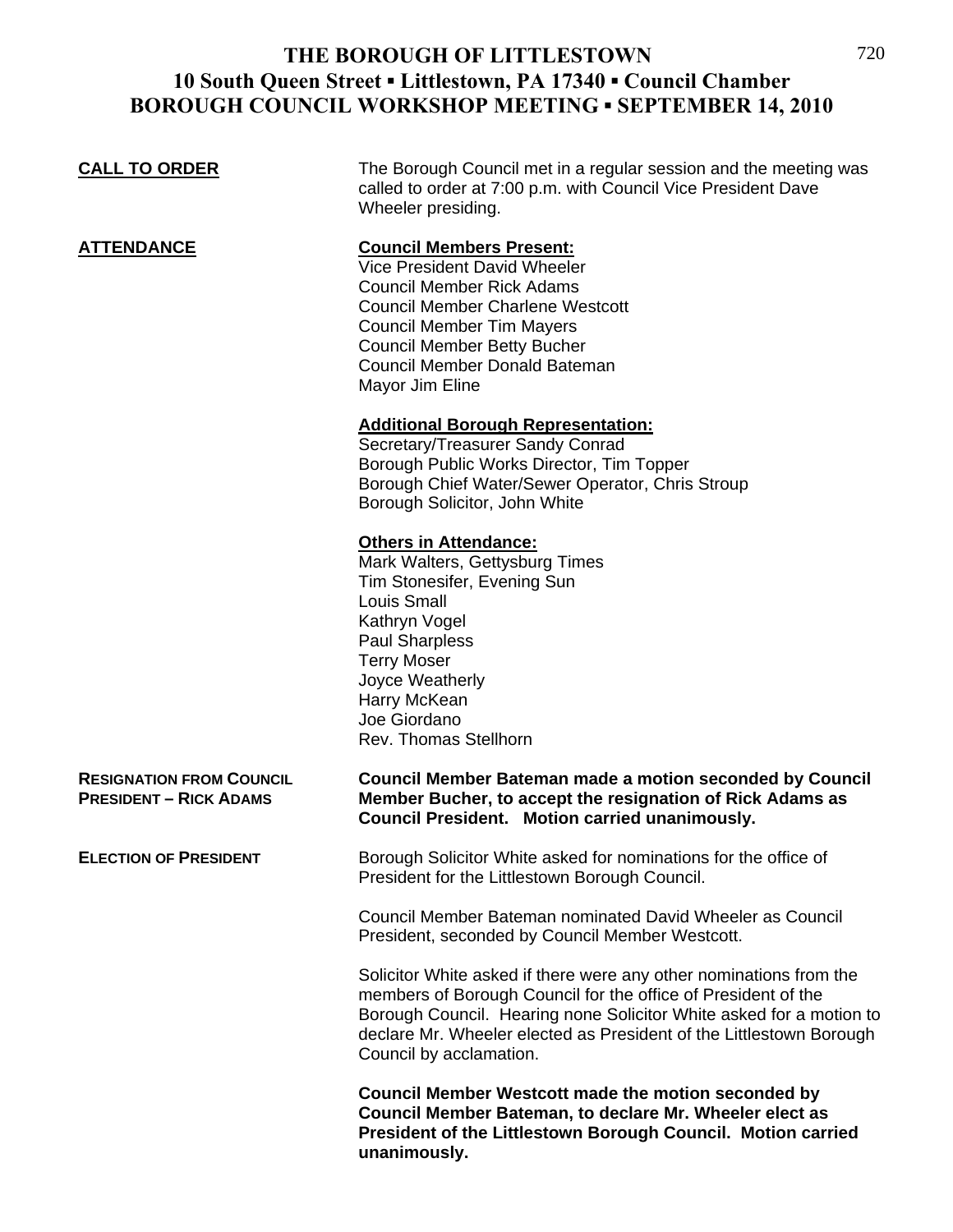# THE BOROUGH OF LITTLESTOWN
## 10 South Queen Street ▪ Littlestown, PA 17340 ▪ Council Chamber
## BOROUGH COUNCIL WORKSHOP MEETING ▪ SEPTEMBER 14, 2010

**CALL TO ORDER**

The Borough Council met in a regular session and the meeting was called to order at 7:00 p.m. with Council Vice President Dave Wheeler presiding.

**ATTENDANCE**

**Council Members Present:**
Vice President David Wheeler
Council Member Rick Adams
Council Member Charlene Westcott
Council Member Tim Mayers
Council Member Betty Bucher
Council Member Donald Bateman
Mayor Jim Eline

**Additional Borough Representation:**
Secretary/Treasurer Sandy Conrad
Borough Public Works Director, Tim Topper
Borough Chief Water/Sewer Operator, Chris Stroup
Borough Solicitor, John White

**Others in Attendance:**
Mark Walters, Gettysburg Times
Tim Stonesifer, Evening Sun
Louis Small
Kathryn Vogel
Paul Sharpless
Terry Moser
Joyce Weatherly
Harry McKean
Joe Giordano
Rev. Thomas Stellhorn

**RESIGNATION FROM COUNCIL PRESIDENT – RICK ADAMS**

**Council Member Bateman made a motion seconded by Council Member Bucher, to accept the resignation of Rick Adams as Council President. Motion carried unanimously.**

**ELECTION OF PRESIDENT**

Borough Solicitor White asked for nominations for the office of President for the Littlestown Borough Council.

Council Member Bateman nominated David Wheeler as Council President, seconded by Council Member Westcott.

Solicitor White asked if there were any other nominations from the members of Borough Council for the office of President of the Borough Council. Hearing none Solicitor White asked for a motion to declare Mr. Wheeler elected as President of the Littlestown Borough Council by acclamation.

**Council Member Westcott made the motion seconded by Council Member Bateman, to declare Mr. Wheeler elect as President of the Littlestown Borough Council. Motion carried unanimously.**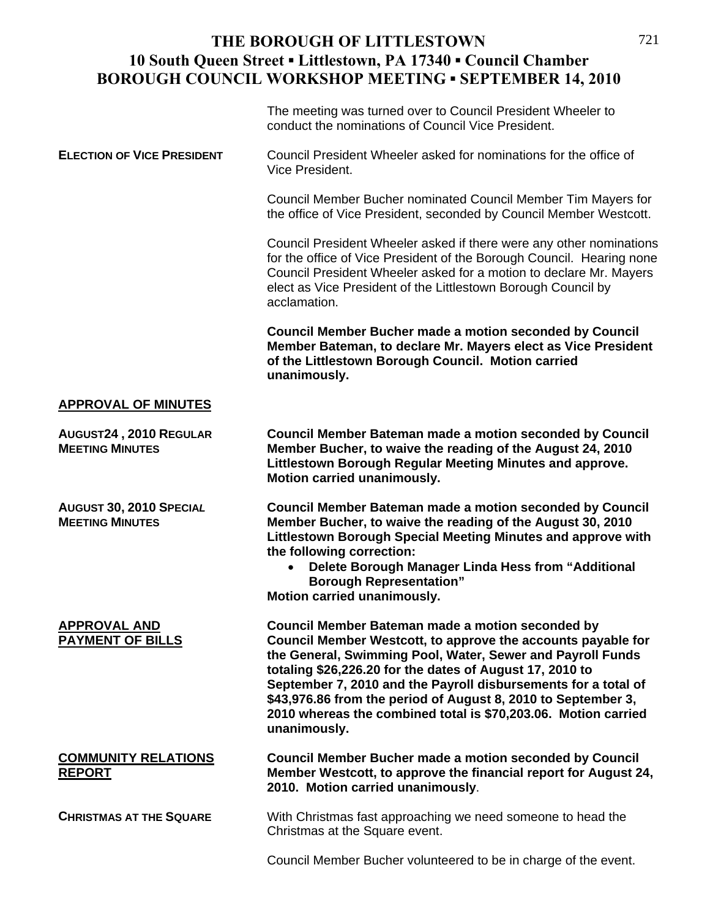The meeting was turned over to Council President Wheeler to conduct the nominations of Council Vice President.

**ELECTION OF VICE PRESIDENT**

Council President Wheeler asked for nominations for the office of Vice President.

Council Member Bucher nominated Council Member Tim Mayers for the office of Vice President, seconded by Council Member Westcott.

Council President Wheeler asked if there were any other nominations for the office of Vice President of the Borough Council. Hearing none Council President Wheeler asked for a motion to declare Mr. Mayers elect as Vice President of the Littlestown Borough Council by acclamation.

**Council Member Bucher made a motion seconded by Council Member Bateman, to declare Mr. Mayers elect as Vice President of the Littlestown Borough Council. Motion carried unanimously.**

## APPROVAL OF MINUTES

**AUGUST24 , 2010 REGULAR MEETING MINUTES**

**Council Member Bateman made a motion seconded by Council Member Bucher, to waive the reading of the August 24, 2010 Littlestown Borough Regular Meeting Minutes and approve. Motion carried unanimously.**

**AUGUST 30, 2010 SPECIAL MEETING MINUTES**

**Council Member Bateman made a motion seconded by Council Member Bucher, to waive the reading of the August 30, 2010 Littlestown Borough Special Meeting Minutes and approve with the following correction:**

- **Delete Borough Manager Linda Hess from "Additional Borough Representation"**

**Motion carried unanimously.**

## APPROVAL AND PAYMENT OF BILLS

**Council Member Bateman made a motion seconded by Council Member Westcott, to approve the accounts payable for the General, Swimming Pool, Water, Sewer and Payroll Funds totaling $26,226.20 for the dates of August 17, 2010 to September 7, 2010 and the Payroll disbursements for a total of $43,976.86 from the period of August 8, 2010 to September 3, 2010 whereas the combined total is $70,203.06. Motion carried unanimously.**

## COMMUNITY RELATIONS REPORT

**Council Member Bucher made a motion seconded by Council Member Westcott, to approve the financial report for August 24, 2010. Motion carried unanimously**.

**CHRISTMAS AT THE SQUARE**

With Christmas fast approaching we need someone to head the Christmas at the Square event.

Council Member Bucher volunteered to be in charge of the event.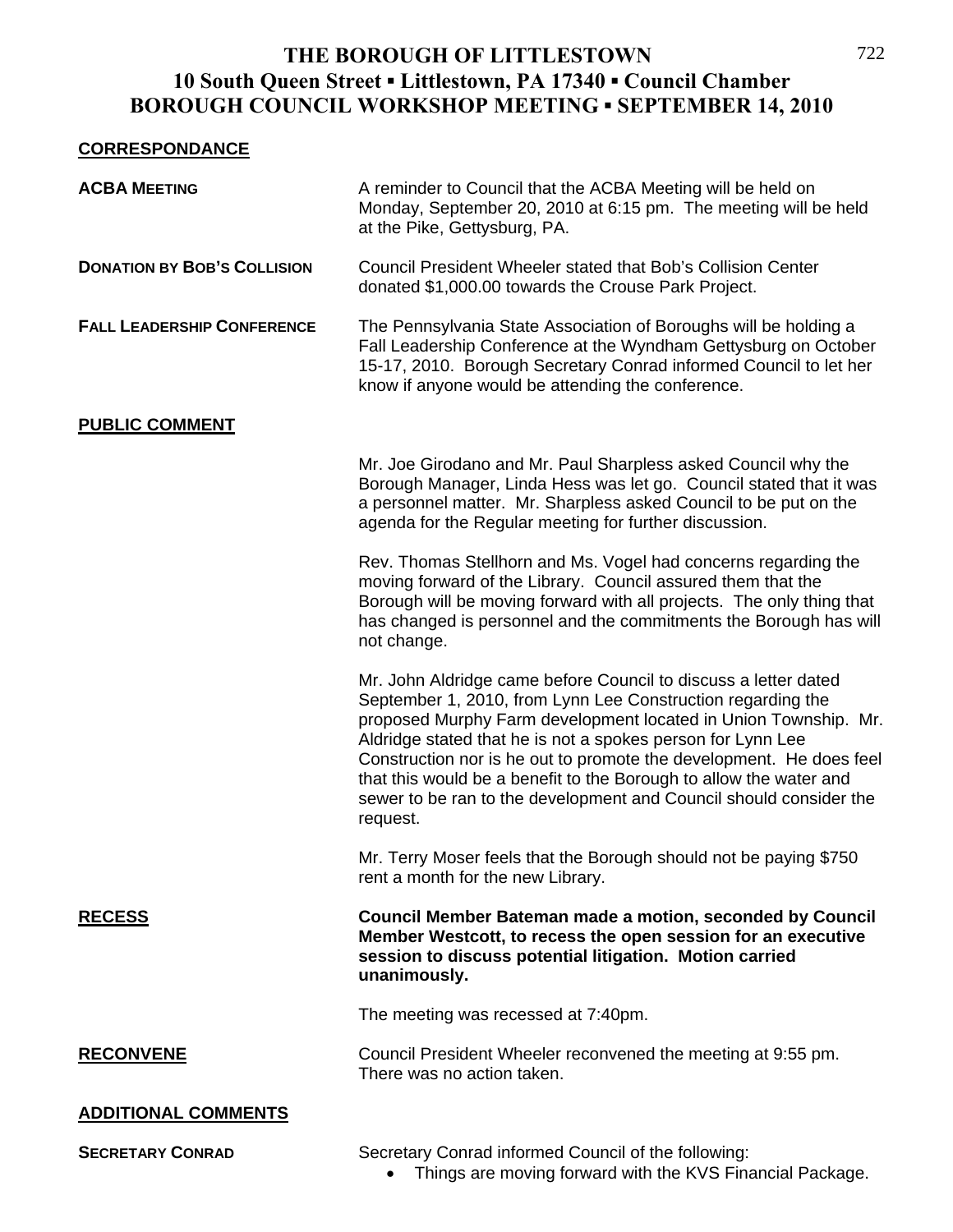# THE BOROUGH OF LITTLESTOWN
## 10 South Queen Street ▪ Littlestown, PA 17340 ▪ Council Chamber
## BOROUGH COUNCIL WORKSHOP MEETING ▪ SEPTEMBER 14, 2010

**CORRESPONDANCE**

**ACBA MEETING**

A reminder to Council that the ACBA Meeting will be held on Monday, September 20, 2010 at 6:15 pm. The meeting will be held at the Pike, Gettysburg, PA.

**DONATION BY BOB'S COLLISION**

Council President Wheeler stated that Bob's Collision Center donated $1,000.00 towards the Crouse Park Project.

**FALL LEADERSHIP CONFERENCE**

The Pennsylvania State Association of Boroughs will be holding a Fall Leadership Conference at the Wyndham Gettysburg on October 15-17, 2010. Borough Secretary Conrad informed Council to let her know if anyone would be attending the conference.

**PUBLIC COMMENT**

Mr. Joe Girodano and Mr. Paul Sharpless asked Council why the Borough Manager, Linda Hess was let go. Council stated that it was a personnel matter. Mr. Sharpless asked Council to be put on the agenda for the Regular meeting for further discussion.

Rev. Thomas Stellhorn and Ms. Vogel had concerns regarding the moving forward of the Library. Council assured them that the Borough will be moving forward with all projects. The only thing that has changed is personnel and the commitments the Borough has will not change.

Mr. John Aldridge came before Council to discuss a letter dated September 1, 2010, from Lynn Lee Construction regarding the proposed Murphy Farm development located in Union Township. Mr. Aldridge stated that he is not a spokes person for Lynn Lee Construction nor is he out to promote the development. He does feel that this would be a benefit to the Borough to allow the water and sewer to be ran to the development and Council should consider the request.

Mr. Terry Moser feels that the Borough should not be paying $750 rent a month for the new Library.

**RECESS**

**Council Member Bateman made a motion, seconded by Council Member Westcott, to recess the open session for an executive session to discuss potential litigation. Motion carried unanimously.**

The meeting was recessed at 7:40pm.

**RECONVENE**

Council President Wheeler reconvened the meeting at 9:55 pm. There was no action taken.

**ADDITIONAL COMMENTS**

**SECRETARY CONRAD**

Secretary Conrad informed Council of the following:

- Things are moving forward with the KVS Financial Package.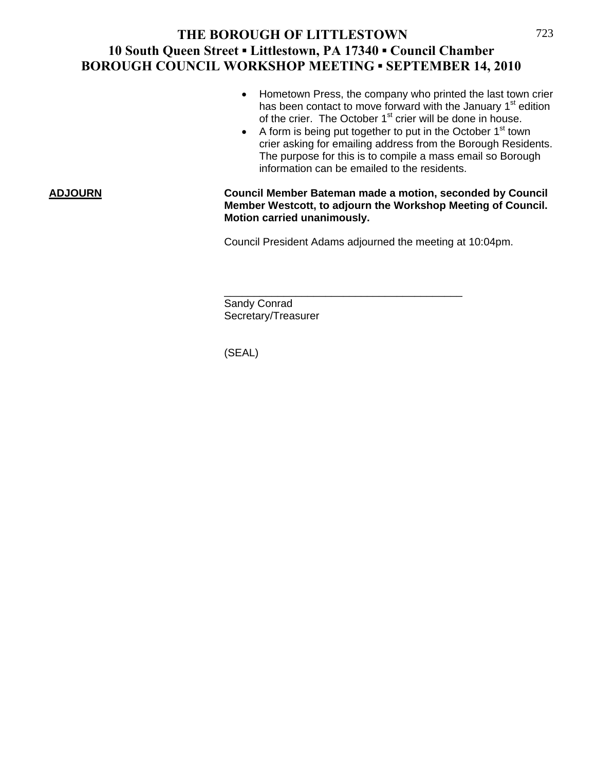- Hometown Press, the company who printed the last town crier has been contact to move forward with the January 1st edition of the crier. The October 1st crier will be done in house.
- A form is being put together to put in the October 1st town crier asking for emailing address from the Borough Residents. The purpose for this is to compile a mass email so Borough information can be emailed to the residents.

**ADJOURN**

**Council Member Bateman made a motion, seconded by Council Member Westcott, to adjourn the Workshop Meeting of Council. Motion carried unanimously.**

Council President Adams adjourned the meeting at 10:04pm.

\_\_\_\_\_\_\_\_\_\_\_\_\_\_\_\_\_\_\_\_\_\_\_\_\_\_\_\_\_\_\_\_\_\_\_\_\_\_\_\_\_

Sandy Conrad
Secretary/Treasurer

(SEAL)